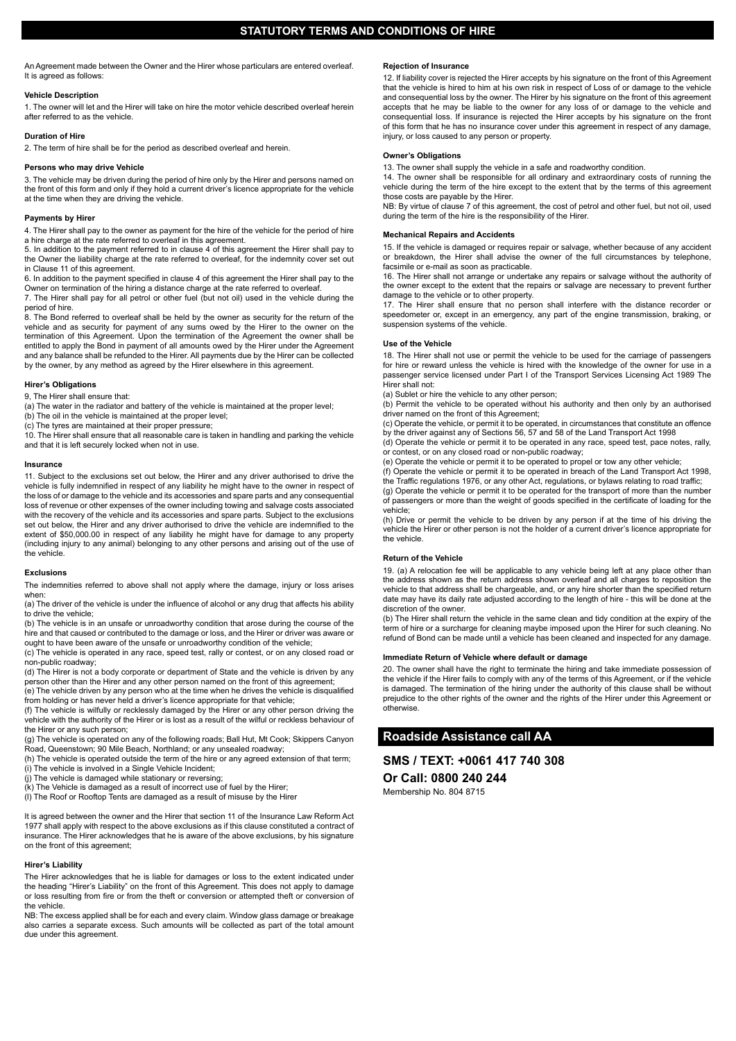# STATUTORY TERMS AND CONDITIONS OF HIRE

An Agreement made between the Owner and the Hirer whose particulars are entered overleaf. It is agreed as follows:

### Vehicle Description

1. The owner will let and the Hirer will take on hire the motor vehicle described overleaf herein after referred to as the vehicle.

### Duration of Hire

2. The term of hire shall be for the period as described overleaf and herein.

### Persons who may drive Vehicle

3. The vehicle may be driven during the period of hire only by the Hirer and persons named on the front of this form and only if they hold a current driver's licence appropriate for the vehicle at the time when they are driving the vehicle.

### Payments by Hirer

4. The Hirer shall pay to the owner as payment for the hire of the vehicle for the period of hire a hire charge at the rate referred to overleaf in this agreement.

5. In addition to the payment referred to in clause 4 of this agreement the Hirer shall pay to the Owner the liability charge at the rate referred to overleaf, for the indemnity cover set out in Clause 11 of this agreement.

6. In addition to the payment specified in clause 4 of this agreement the Hirer shall pay to the Owner on termination of the hiring a distance charge at the rate referred to overleaf.

7. The Hirer shall pay for all petrol or other fuel (but not oil) used in the vehicle during the period of hire.

8. The Bond referred to overleaf shall be held by the owner as security for the return of the vehicle and as security for payment of any sums owed by the Hirer to the owner on the termination of this Agreement. Upon the termination of the Agreement the owner shall be entitled to apply the Bond in payment of all amounts owed by the Hirer under the Agreement and any balance shall be refunded to the Hirer. All payments due by the Hirer can be collected by the owner, by any method as agreed by the Hirer elsewhere in this agreement.

### Hirer's Obligations

9, The Hirer shall ensure that:

(a) The water in the radiator and battery of the vehicle is maintained at the proper level;

(b) The oil in the vehicle is maintained at the proper level;

(c) The tyres are maintained at their proper pressure;

10. The Hirer shall ensure that all reasonable care is taken in handling and parking the vehicle and that it is left securely locked when not in use.

### Insurance

11. Subject to the exclusions set out below, the Hirer and any driver authorised to drive the vehicle is fully indemnified in respect of any liability he might have to the owner in respect of the loss of or damage to the vehicle and its accessories and spare parts and any consequential loss of revenue or other expenses of the owner including towing and salvage costs associated with the recovery of the vehicle and its accessories and spare parts. Subject to the exclusions set out below, the Hirer and any driver authorised to drive the vehicle are indemnified to the extent of $50,000.00 in respect of any liability he might have for damage to any property (including injury to any animal) belonging to any other persons and arising out of the use of the vehicle.

### Exclusions

The indemnities referred to above shall not apply where the damage, injury or loss arises when:

(a) The driver of the vehicle is under the influence of alcohol or any drug that affects his ability to drive the vehicle;

(b) The vehicle is in an unsafe or unroadworthy condition that arose during the course of the hire and that caused or contributed to the damage or loss, and the Hirer or driver was aware or ought to have been aware of the unsafe or unroadworthy condition of the vehicle;

(c) The vehicle is operated in any race, speed test, rally or contest, or on any closed road or non-public roadway;

(d) The Hirer is not a body corporate or department of State and the vehicle is driven by any person other than the Hirer and any other person named on the front of this agreement;

(e) The vehicle driven by any person who at the time when he drives the vehicle is disqualified from holding or has never held a driver's licence appropriate for that vehicle;

(f) The vehicle is wilfully or recklessly damaged by the Hirer or any other person driving the vehicle with the authority of the Hirer or is lost as a result of the wilful or reckless behaviour of the Hirer or any such person;

(g) The vehicle is operated on any of the following roads; Ball Hut, Mt Cook; Skippers Canyon Road, Queenstown; 90 Mile Beach, Northland; or any unsealed roadway;

(h) The vehicle is operated outside the term of the hire or any agreed extension of that term;

(i) The vehicle is involved in a Single Vehicle Incident;

(j) The vehicle is damaged while stationary or reversing;

(k) The Vehicle is damaged as a result of incorrect use of fuel by the Hirer;

(l) The Roof or Rooftop Tents are damaged as a result of misuse by the Hirer

It is agreed between the owner and the Hirer that section 11 of the Insurance Law Reform Act 1977 shall apply with respect to the above exclusions as if this clause constituted a contract of insurance. The Hirer acknowledges that he is aware of the above exclusions, by his signature on the front of this agreement;

### Hirer's Liability

The Hirer acknowledges that he is liable for damages or loss to the extent indicated under the heading "Hirer's Liability" on the front of this Agreement. This does not apply to damage or loss resulting from fire or from the theft or conversion or attempted theft or conversion of the vehicle.

NB: The excess applied shall be for each and every claim. Window glass damage or breakage also carries a separate excess. Such amounts will be collected as part of the total amount due under this agreement.

### Rejection of Insurance

12. If liability cover is rejected the Hirer accepts by his signature on the front of this Agreement that the vehicle is hired to him at his own risk in respect of Loss of or damage to the vehicle and consequential loss by the owner. The Hirer by his signature on the front of this agreement accepts that he may be liable to the owner for any loss of or damage to the vehicle and consequential loss. If insurance is rejected the Hirer accepts by his signature on the front of this form that he has no insurance cover under this agreement in respect of any damage, injury, or loss caused to any person or property.

### Owner's Obligations

13. The owner shall supply the vehicle in a safe and roadworthy condition.

14. The owner shall be responsible for all ordinary and extraordinary costs of running the vehicle during the term of the hire except to the extent that by the terms of this agreement those costs are payable by the Hirer.

NB: By virtue of clause 7 of this agreement, the cost of petrol and other fuel, but not oil, used during the term of the hire is the responsibility of the Hirer.

### Mechanical Repairs and Accidents

15. If the vehicle is damaged or requires repair or salvage, whether because of any accident or breakdown, the Hirer shall advise the owner of the full circumstances by telephone, facsimile or e-mail as soon as practicable.

16. The Hirer shall not arrange or undertake any repairs or salvage without the authority of the owner except to the extent that the repairs or salvage are necessary to prevent further damage to the vehicle or to other property.

17. The Hirer shall ensure that no person shall interfere with the distance recorder or speedometer or, except in an emergency, any part of the engine transmission, braking, or suspension systems of the vehicle.

### Use of the Vehicle

18. The Hirer shall not use or permit the vehicle to be used for the carriage of passengers for hire or reward unless the vehicle is hired with the knowledge of the owner for use in a passenger service licensed under Part I of the Transport Services Licensing Act 1989 The Hirer shall not:

(a) Sublet or hire the vehicle to any other person;

(b) Permit the vehicle to be operated without his authority and then only by an authorised driver named on the front of this Agreement;

(c) Operate the vehicle, or permit it to be operated, in circumstances that constitute an offence by the driver against any of Sections 56, 57 and 58 of the Land Transport Act 1998

(d) Operate the vehicle or permit it to be operated in any race, speed test, pace notes, rally, or contest, or on any closed road or non-public roadway;

(e) Operate the vehicle or permit it to be operated to propel or tow any other vehicle;

(f) Operate the vehicle or permit it to be operated in breach of the Land Transport Act 1998, the Traffic regulations 1976, or any other Act, regulations, or bylaws relating to road traffic;

(g) Operate the vehicle or permit it to be operated for the transport of more than the number of passengers or more than the weight of goods specified in the certificate of loading for the vehicle;

(h) Drive or permit the vehicle to be driven by any person if at the time of his driving the vehicle the Hirer or other person is not the holder of a current driver's licence appropriate for the vehicle.

### Return of the Vehicle

19. (a) A relocation fee will be applicable to any vehicle being left at any place other than the address shown as the return address shown overleaf and all charges to reposition the vehicle to that address shall be chargeable, and, or any hire shorter than the specified return date may have its daily rate adjusted according to the length of hire - this will be done at the discretion of the owner.

(b) The Hirer shall return the vehicle in the same clean and tidy condition at the expiry of the term of hire or a surcharge for cleaning maybe imposed upon the Hirer for such cleaning. No refund of Bond can be made until a vehicle has been cleaned and inspected for any damage.

### Immediate Return of Vehicle where default or damage

20. The owner shall have the right to terminate the hiring and take immediate possession of the vehicle if the Hirer fails to comply with any of the terms of this Agreement, or if the vehicle is damaged. The termination of the hiring under the authority of this clause shall be without prejudice to the other rights of the owner and the rights of the Hirer under this Agreement or otherwise.

## Roadside Assistance call AA

**SMS / TEXT: +0061 417 740 308**

**Or Call: 0800 240 244**

Membership No. 804 8715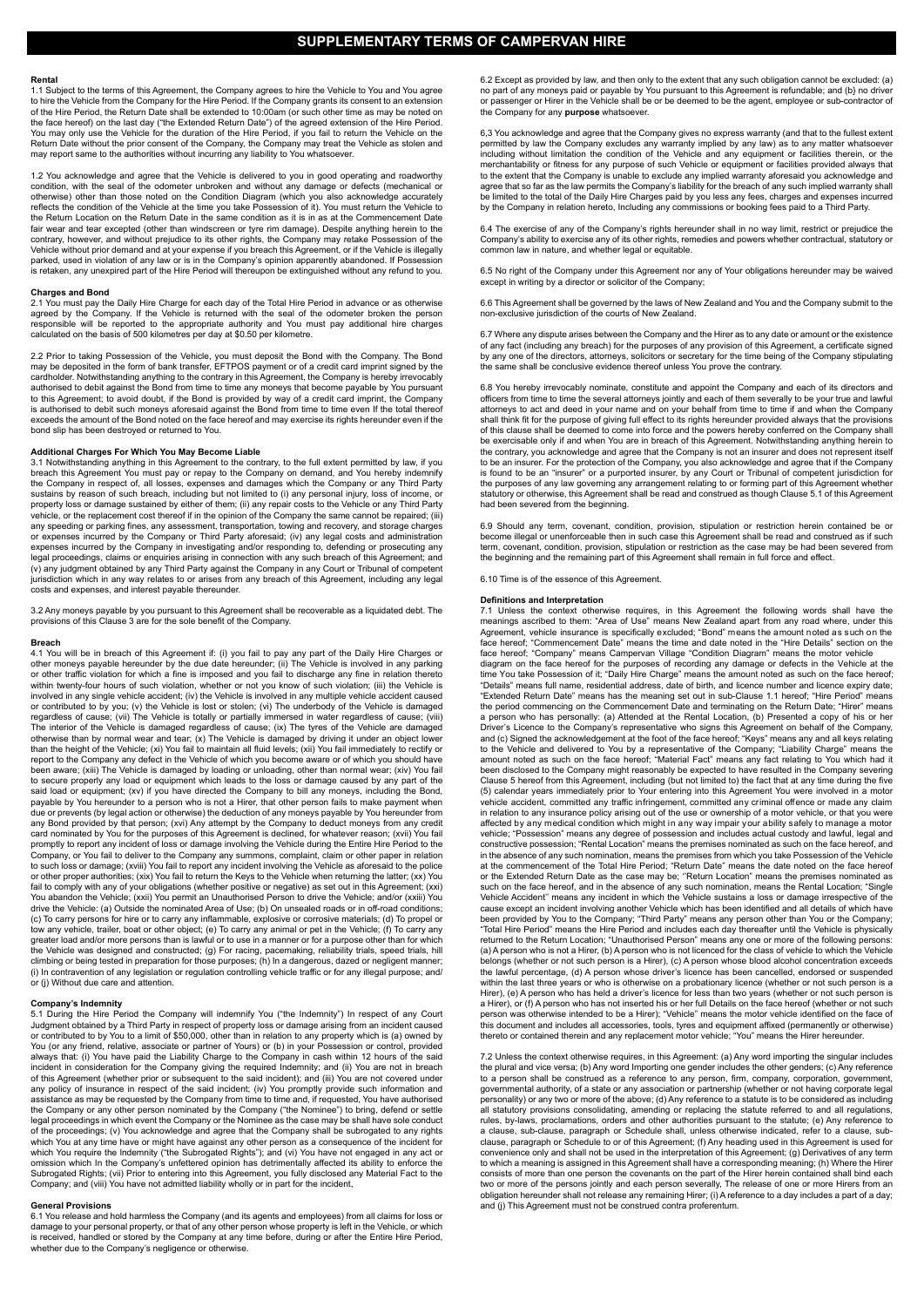# SUPPLEMENTARY TERMS OF CAMPERVAN HIRE

### Rental

1.1 Subject to the terms of this Agreement, the Company agrees to hire the Vehicle to You and You agree to hire the Vehicle from the Company for the Hire Period. If the Company grants its consent to an extension of the Hire Period, the Return Date shall be extended to 10:00am (or such other time as may be noted on the face hereof) on the last day ("the Extended Return Date") of the agreed extension of the Hire Period. You may only use the Vehicle for the duration of the Hire Period, if you fail to return the Vehicle on the Return Date without the prior consent of the Company, the Company may treat the Vehicle as stolen and may report same to the authorities without incurring any liability to You whatsoever.

1.2 You acknowledge and agree that the Vehicle is delivered to you in good operating and roadworthy condition, with the seal of the odometer unbroken and without any damage or defects (mechanical or otherwise) other than those noted on the Condition Diagram (which you also acknowledge accurately reflects the condition of the Vehicle at the time you take Possession of it). You must return the Vehicle to the Return Location on the Return Date in the same condition as it is in as at the Commencement Date fair wear and tear excepted (other than windscreen or tyre rim damage). Despite anything herein to the contrary, however, and without prejudice to its other rights, the Company may retake Possession of the Vehicle without prior demand and at your expense if you breach this Agreement, or if the Vehicle is illegally parked, used in violation of any law or is in the Company's opinion apparently abandoned. If Possession is retaken, any unexpired part of the Hire Period will thereupon be extinguished without any refund to you.

### Charges and Bond

2.1 You must pay the Daily Hire Charge for each day of the Total Hire Period in advance or as otherwise agreed by the Company. If the Vehicle is returned with the seal of the odometer broken the person responsible will be reported to the appropriate authority and You must pay additional hire charges calculated on the basis of 500 kilometres per day at $0.50 per kilometre.

2.2 Prior to taking Possession of the Vehicle, you must deposit the Bond with the Company. The Bond may be deposited in the form of bank transfer, EFTPOS payment or of a credit card imprint signed by the cardholder. Notwithstanding anything to the contrary in this Agreement, the Company is hereby irrevocably authorised to debit against the Bond from time to time any moneys that become payable by You pursuant to this Agreement; to avoid doubt, if the Bond is provided by way of a credit card imprint, the Company is authorised to debit such moneys aforesaid against the Bond from time to time even If the total thereof exceeds the amount of the Bond noted on the face hereof and may exercise its rights hereunder even if the bond slip has been destroyed or returned to You.

### Additional Charges For Which You May Become Liable

3.1 Notwithstanding anything in this Agreement to the contrary, to the full extent permitted by law, if you breach this Agreement You must pay or repay to the Company on demand, and You hereby indemnify the Company in respect of, all losses, expenses and damages which the Company or any Third Party sustains by reason of such breach, including but not limited to (i) any personal injury, loss of income, or property loss or damage sustained by either of them; (ii) any repair costs to the Vehicle or any Third Party vehicle, or the replacement cost thereof if in the opinion of the Company the same cannot be repaired; (iii) any speeding or parking fines, any assessment, transportation, towing and recovery, and storage charges or expenses incurred by the Company or Third Party aforesaid; (iv) any legal costs and administration expenses incurred by the Company in investigating and/or responding to, defending or prosecuting any legal proceedings, claims or enquiries arising in connection with any such breach of this Agreement; and (v) any judgment obtained by any Third Party against the Company in any Court or Tribunal of competent jurisdiction which in any way relates to or arises from any breach of this Agreement, including any legal costs and expenses, and interest payable thereunder.

3.2 Any moneys payable by you pursuant to this Agreement shall be recoverable as a liquidated debt. The provisions of this Clause 3 are for the sole benefit of the Company.

### Breach

4.1 You will be in breach of this Agreement if: (i) you fail to pay any part of the Daily Hire Charges or other moneys payable hereunder by the due date hereunder; (ii) The Vehicle is involved in any parking or other traffic violation for which a fine is imposed and you fail to discharge any fine in relation thereto within twenty-four hours of such violation, whether or not you know of such violation; (iii) the Vehicle is involved in any single vehicle accident; (iv) the Vehicle is involved in any multiple vehicle accident caused or contributed to by you; (v) the Vehicle is lost or stolen; (vi) The underbody of the Vehicle is damaged regardless of cause; (vii) The Vehicle is totally or partially immersed in water regardless of cause; (viii) The interior of the Vehicle is damaged regardless of cause; (ix) The tyres of the Vehicle are damaged otherwise than by normal wear and tear; (x) The Vehicle is damaged by driving it under an object lower than the height of the Vehicle; (xi) You fail to maintain all fluid levels; (xii) You fail immediately to rectify or report to the Company any defect in the Vehicle of which you become aware or of which you should have been aware; (xiii) The Vehicle is damaged by loading or unloading, other than normal wear; (xiv) You fail to secure properly any load or equipment which leads to the loss or damage caused by any part of the said load or equipment; (xv) if you have directed the Company to bill any moneys, including the Bond, payable by You hereunder to a person who is not a Hirer, that other person fails to make payment when due or prevents (by legal action or otherwise) the deduction of any moneys payable by You hereunder from any Bond provided by that person; (xvi) Any attempt by the Company to deduct moneys from any credit card nominated by You for the purposes of this Agreement is declined, for whatever reason; (xvii) You fail promptly to report any incident of loss or damage involving the Vehicle during the Entire Hire Period to the Company, or You fail to deliver to the Company any summons, complaint, claim or other paper in relation to such loss or damage; (xviii) You fail to report any incident involving the Vehicle as aforesaid to the police or other proper authorities; (xix) You fail to return the Keys to the Vehicle when returning the latter; (xx) You fail to comply with any of your obligations (whether positive or negative) as set out in this Agreement; (xxi) You abandon the Vehicle; (xxii) You permit an Unauthorised Person to drive the Vehicle; and/or (xxiii) You drive the Vehicle: (a) Outside the nominated Area of Use; (b) On unsealed roads or in off-road conditions; (c) To carry persons for hire or to carry any inflammable, explosive or corrosive materials; (d) To propel or tow any vehicle, trailer, boat or other object; (e) To carry any animal or pet in the Vehicle; (f) To carry any greater load and/or more persons than is lawful or to use in a manner or for a purpose other than for which the Vehicle was designed and constructed; (g) For racing, pacemaking, reliability trials, speed trials, hill climbing or being tested in preparation for those purposes; (h) In a dangerous, dazed or negligent manner; (i) In contravention of any legislation or regulation controlling vehicle traffic or for any illegal purpose; and/ or (j) Without due care and attention.

### Company's Indemnity

5.1 During the Hire Period the Company will indemnify You ("the Indemnity") In respect of any Court Judgment obtained by a Third Party in respect of property loss or damage arising from an incident caused or contributed to by You to a limit of $50,000, other than in relation to any property which is (a) owned by You (or any friend, relative, associate or partner of Yours) or (b) in your Possession or control, provided always that: (i) You have paid the Liability Charge to the Company in cash within 12 hours of the said incident in consideration for the Company giving the required Indemnity; and (ii) You are not in breach of this Agreement (whether prior or subsequent to the said incident); and (iii) You are not covered under any policy of insurance in respect of the said incident; (iv) You promptly provide such information and assistance as may be requested by the Company from time to time and, if requested, You have authorised the Company or any other person nominated by the Company ("the Nominee") to bring, defend or settle legal proceedings in which event the Company or the Nominee as the case may be shall have sole conduct of the proceedings; (v) You acknowledge and agree that the Company shall be subrogated to any rights which You at any time have or might have against any other person as a consequence of the incident for which You require the Indemnity ("the Subrogated Rights"); and (vi) You have not engaged in any act or omission which In the Company's unfettered opinion has detrimentally affected its ability to enforce the Subrogated Rights; (vii) Prior to entering into this Agreement, you fully disclosed any Material Fact to the Company; and (viii) You have not admitted liability wholly or in part for the incident,

### General Provisions

6.1 You release and hold harmless the Company (and its agents and employees) from all claims for loss or damage to your personal property, or that of any other person whose property is left in the Vehicle, or which is received, handled or stored by the Company at any time before, during or after the Entire Hire Period, whether due to the Company's negligence or otherwise.

6.2 Except as provided by law, and then only to the extent that any such obligation cannot be excluded: (a) no part of any moneys paid or payable by You pursuant to this Agreement is refundable; and (b} no driver or passenger or Hirer in the Vehicle shall be or be deemed to be the agent, employee or sub-contractor of the Company for any **purpose** whatsoever.

6,3 You acknowledge and agree that the Company gives no express warranty (and that to the fullest extent permitted by law the Company excludes any warranty implied by any law) as to any matter whatsoever including without limitation the condition of the Vehicle and any equipment or facilities therein, or the merchantability or fitness for any purpose of such Vehicle or equipment or facilities provided always that to the extent that the Company is unable to exclude any implied warranty aforesaid you acknowledge and agree that so far as the law permits the Company's liability for the breach of any such implied warranty shall be limited to the total of the Daily Hire Charges paid by you less any fees, charges and expenses incurred by the Company in relation hereto, Including any commissions or booking fees paid to a Third Party.

6.4 The exercise of any of the Company's rights hereunder shall in no way limit, restrict or prejudice the Company's ability to exercise any of its other rights, remedies and powers whether contractual, statutory or common law in nature, and whether legal or equitable.

6.5 No right of the Company under this Agreement nor any of Your obligations hereunder may be waived except in writing by a director or solicitor of the Company;

6.6 This Agreement shall be governed by the laws of New Zealand and You and the Company submit to the non-exclusive jurisdiction of the courts of New Zealand.

6.7 Where any dispute arises between the Company and the Hirer as to any date or amount or the existence of any fact (including any breach) for the purposes of any provision of this Agreement, a certificate signed by any one of the directors, attorneys, solicitors or secretary for the time being of the Company stipulating the same shall be conclusive evidence thereof unless You prove the contrary.

6.8 You hereby irrevocably nominate, constitute and appoint the Company and each of its directors and officers from time to time the several attorneys jointly and each of them severally to be your true and lawful attorneys to act and deed in your name and on your behalf from time to time if and when the Company shall think fit for the purpose of giving full effect to its rights hereunder provided always that the provisions of this clause shall be deemed to come into force and the powers hereby conferred on the Company shall be exercisable only if and when You are in breach of this Agreement. Notwithstanding anything herein to the contrary, you acknowledge and agree that the Company is not an insurer and does not represent itself to be an insurer. For the protection of the Company, you also acknowledge and agree that if the Company is found to be an "insurer" or a purported insurer, by any Court or Tribunal of competent jurisdiction for the purposes of any law governing any arrangement relating to or forming part of this Agreement whether statutory or otherwise, this Agreement shall be read and construed as though Clause 5.1 of this Agreement had been severed from the beginning.

6.9 Should any term, covenant, condition, provision, stipulation or restriction herein contained be or become illegal or unenforceable then in such case this Agreement shall be read and construed as if such term, covenant, condition, provision, stipulation or restriction as the case may be had been severed from the beginning and the remaining part of this Agreement shall remain in full force and effect.

6.10 Time is of the essence of this Agreement.

### Definitions and Interpretation

7.1 Unless the context otherwise requires, in this Agreement the following words shall have the meanings ascribed to them: "Area of Use" means New Zealand apart from any road where, under this Agreement, vehicle insurance is specifically excluded; "Bond" means the amount noted as such on the face hereof; "Commencement Date" means the time and date noted in the "Hire Details" section on the face hereof; "Company" means Campervan Village "Condition Diagram" means the motor vehicle diagram on the face hereof for the purposes of recording any damage or defects in the Vehicle at the time You take Possession of it; "Daily Hire Charge" means the amount noted as such on the face hereof; "Details" means full name, residential address, date of birth, and licence number and licence expiry date; "Extended Return Date" means has the meaning set out in sub-Clause 1.1 hereof; "Hire Period" means the period commencing on the Commencement Date and terminating on the Return Date; "Hirer" means a person who has personally: (a) Attended at the Rental Location, (b) Presented a copy of his or her Driver's Licence to the Company's representative who signs this Agreement on behalf of the Company, and (c) Signed the acknowledgement at the foot of the face hereof; "Keys" means any and all keys relating to the Vehicle and delivered to You by a representative of the Company; "Liability Charge" means the amount noted as such on the face hereof; "Material Fact" means any fact relating to You which had it been disclosed to the Company might reasonably be expected to have resulted in the Company severing Clause 5 hereof from this Agreement, including (but not limited to) the fact that at any time during the five (5) calendar years immediately prior to Your entering into this Agreement You were involved in a motor vehicle accident, committed any traffic infringement, committed any criminal offence or made any claim in relation to any insurance policy arising out of the use or ownership of a motor vehicle, or that you were affected by any medical condition which might in any way impair your ability safely to manage a motor vehicle; "Possession" means any degree of possession and includes actual custody and lawful, legal and constructive possession; "Rental Location" means the premises nominated as such on the face hereof, and in the absence of any such nomination, means the premises from which you take Possession of the Vehicle at the commencement of the Total Hire Period; "Return Date" means the date noted on the face hereof or the Extended Return Date as the case may be; "Return Location" means the premises nominated as such on the face hereof, and in the absence of any such nomination, means the Rental Location; "Single Vehicle Accident" means any incident in which the Vehicle sustains a loss or damage irrespective of the cause except an incident involving another Vehicle which has been identified and all details of which have been provided by You to the Company; "Third Party" means any person other than You or the Company; "Total Hire Period" means the Hire Period and includes each day thereafter until the Vehicle is physically returned to the Return Location; "Unauthorised Person" means any one or more of the following persons: (a) A person who is not a Hirer, (b) A person who is not licenced for the class of vehicle to which the Vehicle belongs (whether or not such person is a Hirer), (c) A person whose blood alcohol concentration exceeds the lawful percentage, (d) A person whose driver's licence has been cancelled, endorsed or suspended within the last three years or who is otherwise on a probationary licence (whether or not such person is a Hirer), (e) A person who has held a driver's licence for less than two years (whether or not such person is a Hirer), or (f) A person who has not inserted his or her full Details on the face hereof (whether or not such person was otherwise intended to be a Hirer); "Vehicle" means the motor vehicle identified on the face of this document and includes all accessories, tools, tyres and equipment affixed (permanently or otherwise) thereto or contained therein and any replacement motor vehicle; "You" means the Hirer hereunder.

7.2 Unless the context otherwise requires, in this Agreement: (a) Any word importing the singular includes the plural and vice versa; (b) Any word Importing one gender includes the other genders; (c) Any reference to a person shall be construed as a reference to any person, firm, company, corporation, government, governmental authority, of a state or any association or partnership (whether or not having corporate legal personality) or any two or more of the above; (d) Any reference to a statute is to be considered as including all statutory provisions consolidating, amending or replacing the statute referred to and all regulations, rules, by-laws, proclamations, orders and other authorities pursuant to the statute; (e) Any reference to a clause, sub-clause, paragraph or Schedule shall, unless otherwise indicated, refer to a clause, sub-clause, paragraph or Schedule to or of this Agreement; (f) Any heading used in this Agreement is used for convenience only and shall not be used in the interpretation of this Agreement; (g) Derivatives of any term to which a meaning is assigned in this Agreement shall have a corresponding meaning; (h) Where the Hirer consists of more than one person the covenants on the part of the Hirer herein contained shall bind each two or more of the persons jointly and each person severally, The release of one or more Hirers from an obligation hereunder shall not release any remaining Hirer; (i) A reference to a day includes a part of a day; and (j) This Agreement must not be construed contra proferentum.